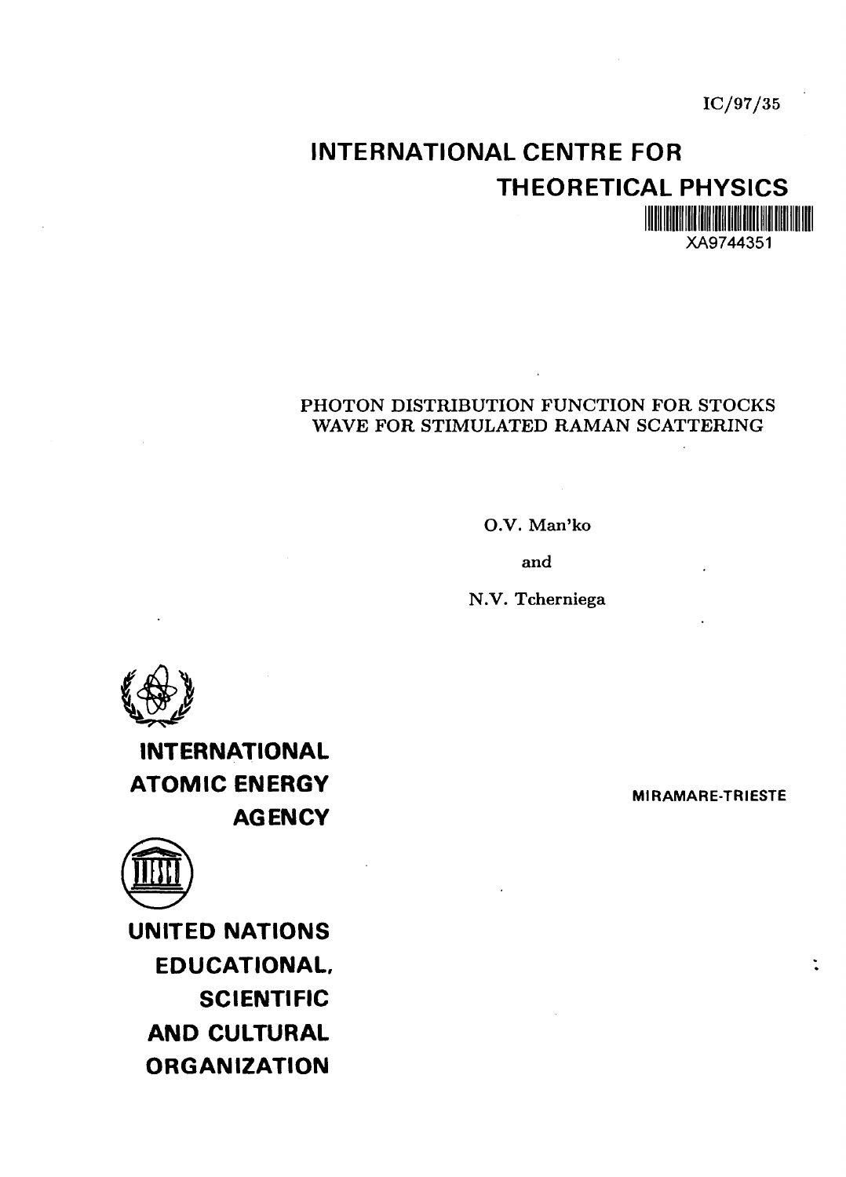IC/97/35

# INTERNATIONAL CENTRE FOR THEORETICAL PHYSICS

XA9744351

## PHOTON DISTRIBUTION FUNCTION FOR STOCKS WAVE FOR STIMULATED RAMAN SCATTERING

O.V. Man'ko

and

N.V. Tcherniega

**INTERNATIONAL ATOMIC ENERGY AGENCY**

**UNITED NATIONS EDUCATIONAL, SCIENTIFIC AND CULTURAL ORGANIZATION**

**MIRAMARE-TRIESTE**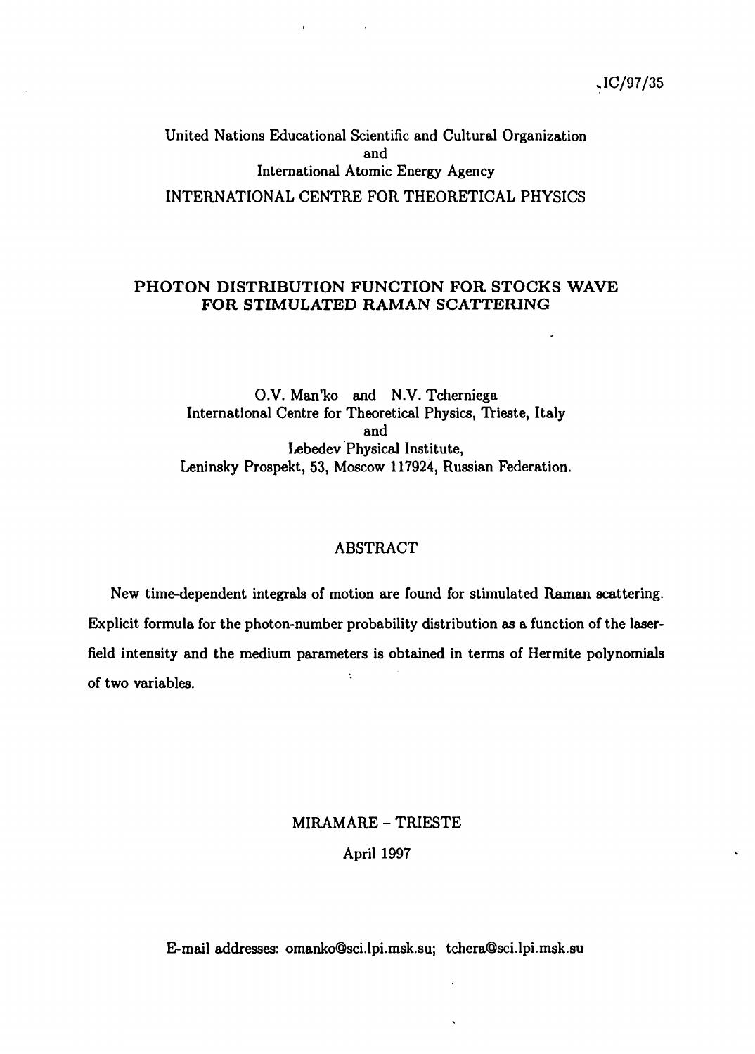IC/97/35

United Nations Educational Scientific and Cultural Organization
and
International Atomic Energy Agency
INTERNATIONAL CENTRE FOR THEORETICAL PHYSICS

# PHOTON DISTRIBUTION FUNCTION FOR STOCKS WAVE FOR STIMULATED RAMAN SCATTERING

O.V. Man'ko and N.V. Tcherniega
International Centre for Theoretical Physics, Trieste, Italy
and
Lebedev Physical Institute,
Leninsky Prospekt, 53, Moscow 117924, Russian Federation.

## ABSTRACT

New time-dependent integrals of motion are found for stimulated Raman scattering. Explicit formula for the photon-number probability distribution as a function of the laser-field intensity and the medium parameters is obtained in terms of Hermite polynomials of two variables.

MIRAMARE – TRIESTE
April 1997

E-mail addresses: omanko@sci.lpi.msk.su; tchera@sci.lpi.msk.su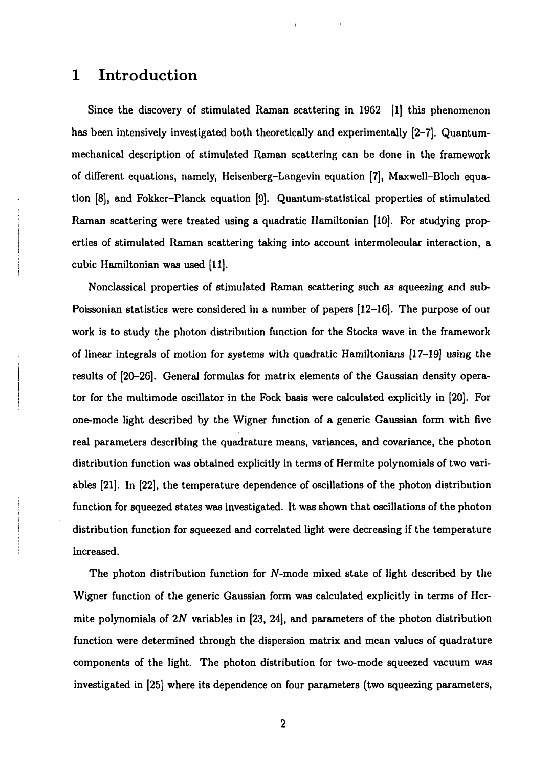# 1 Introduction

Since the discovery of stimulated Raman scattering in 1962 [1] this phenomenon has been intensively investigated both theoretically and experimentally [2–7]. Quantum-mechanical description of stimulated Raman scattering can be done in the framework of different equations, namely, Heisenberg–Langevin equation [7], Maxwell–Bloch equation [8], and Fokker–Planck equation [9]. Quantum-statistical properties of stimulated Raman scattering were treated using a quadratic Hamiltonian [10]. For studying properties of stimulated Raman scattering taking into account intermolecular interaction, a cubic Hamiltonian was used [11].

Nonclassical properties of stimulated Raman scattering such as squeezing and sub-Poissonian statistics were considered in a number of papers [12–16]. The purpose of our work is to study the photon distribution function for the Stocks wave in the framework of linear integrals of motion for systems with quadratic Hamiltonians [17–19] using the results of [20–26]. General formulas for matrix elements of the Gaussian density operator for the multimode oscillator in the Fock basis were calculated explicitly in [20]. For one-mode light described by the Wigner function of a generic Gaussian form with five real parameters describing the quadrature means, variances, and covariance, the photon distribution function was obtained explicitly in terms of Hermite polynomials of two variables [21]. In [22], the temperature dependence of oscillations of the photon distribution function for squeezed states was investigated. It was shown that oscillations of the photon distribution function for squeezed and correlated light were decreasing if the temperature increased.

The photon distribution function for $N$-mode mixed state of light described by the Wigner function of the generic Gaussian form was calculated explicitly in terms of Hermite polynomials of $2N$ variables in [23, 24], and parameters of the photon distribution function were determined through the dispersion matrix and mean values of quadrature components of the light. The photon distribution for two-mode squeezed vacuum was investigated in [25] where its dependence on four parameters (two squeezing parameters,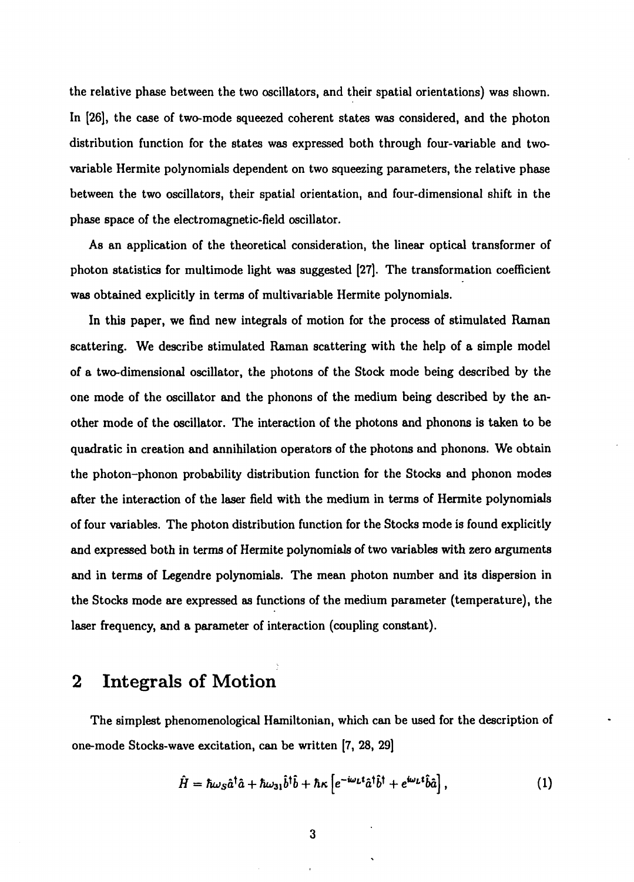the relative phase between the two oscillators, and their spatial orientations) was shown. In [26], the case of two-mode squeezed coherent states was considered, and the photon distribution function for the states was expressed both through four-variable and two-variable Hermite polynomials dependent on two squeezing parameters, the relative phase between the two oscillators, their spatial orientation, and four-dimensional shift in the phase space of the electromagnetic-field oscillator.

As an application of the theoretical consideration, the linear optical transformer of photon statistics for multimode light was suggested [27]. The transformation coefficient was obtained explicitly in terms of multivariable Hermite polynomials.

In this paper, we find new integrals of motion for the process of stimulated Raman scattering. We describe stimulated Raman scattering with the help of a simple model of a two-dimensional oscillator, the photons of the Stock mode being described by the one mode of the oscillator and the phonons of the medium being described by the another mode of the oscillator. The interaction of the photons and phonons is taken to be quadratic in creation and annihilation operators of the photons and phonons. We obtain the photon–phonon probability distribution function for the Stocks and phonon modes after the interaction of the laser field with the medium in terms of Hermite polynomials of four variables. The photon distribution function for the Stocks mode is found explicitly and expressed both in terms of Hermite polynomials of two variables with zero arguments and in terms of Legendre polynomials. The mean photon number and its dispersion in the Stocks mode are expressed as functions of the medium parameter (temperature), the laser frequency, and a parameter of interaction (coupling constant).

## 2 Integrals of Motion

The simplest phenomenological Hamiltonian, which can be used for the description of one-mode Stocks-wave excitation, can be written [7, 28, 29]

$$\hat{H} = \hbar\omega_S \hat{a}^\dagger \hat{a} + \hbar\omega_{31} \hat{b}^\dagger \hat{b} + \hbar\kappa \left[ e^{-i\omega_L t} \hat{a}^\dagger \hat{b}^\dagger + e^{i\omega_L t} \hat{b} \hat{a} \right], \tag{1}$$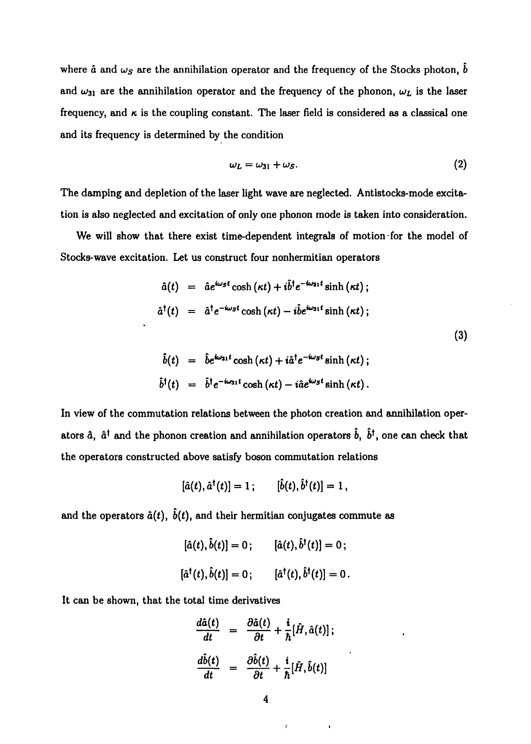where $\hat{a}$ and $\omega_S$ are the annihilation operator and the frequency of the Stocks photon, $\hat{b}$ and $\omega_{31}$ are the annihilation operator and the frequency of the phonon, $\omega_L$ is the laser frequency, and $\kappa$ is the coupling constant. The laser field is considered as a classical one and its frequency is determined by the condition

$$\omega_L = \omega_{31} + \omega_S. \tag{2}$$

The damping and depletion of the laser light wave are neglected. Antistocks-mode excitation is also neglected and excitation of only one phonon mode is taken into consideration.

We will show that there exist time-dependent integrals of motion for the model of Stocks-wave excitation. Let us construct four nonhermitian operators

$$
\begin{aligned}
\hat{a}(t) &= \hat{a}e^{i\omega_S t}\cosh(\kappa t) + i\hat{b}^\dagger e^{-i\omega_{31} t}\sinh(\kappa t)\,; \\
\hat{a}^\dagger(t) &= \hat{a}^\dagger e^{-i\omega_S t}\cosh(\kappa t) - i\hat{b}e^{i\omega_{31} t}\sinh(\kappa t)\,; \\
\hat{b}(t) &= \hat{b}e^{i\omega_{31} t}\cosh(\kappa t) + i\hat{a}^\dagger e^{-i\omega_S t}\sinh(\kappa t)\,; \\
\hat{b}^\dagger(t) &= \hat{b}^\dagger e^{-i\omega_{31} t}\cosh(\kappa t) - i\hat{a}e^{i\omega_S t}\sinh(\kappa t)\,.
\end{aligned} \tag{3}
$$

In view of the commutation relations between the photon creation and annihilation operators $\hat{a}$, $\hat{a}^\dagger$ and the phonon creation and annihilation operators $\hat{b}$, $\hat{b}^\dagger$, one can check that the operators constructed above satisfy boson commutation relations

$$[\hat{a}(t), \hat{a}^\dagger(t)] = 1\,; \qquad [\hat{b}(t), \hat{b}^\dagger(t)] = 1\,,$$

and the operators $\hat{a}(t)$, $\hat{b}(t)$, and their hermitian conjugates commute as

$$
\begin{aligned}
[\hat{a}(t), \hat{b}(t)] = 0\,; &\qquad [\hat{a}(t), \hat{b}^\dagger(t)] = 0\,; \\
[\hat{a}^\dagger(t), \hat{b}(t)] = 0\,; &\qquad [\hat{a}^\dagger(t), \hat{b}^\dagger(t)] = 0\,.
\end{aligned}
$$

It can be shown, that the total time derivatives

$$
\begin{aligned}
\frac{d\hat{a}(t)}{dt} &= \frac{\partial \hat{a}(t)}{\partial t} + \frac{i}{\hbar}[\hat{H}, \hat{a}(t)]\,; \\
\frac{d\hat{b}(t)}{dt} &= \frac{\partial \hat{b}(t)}{\partial t} + \frac{i}{\hbar}[\hat{H}, \hat{b}(t)]
\end{aligned}
$$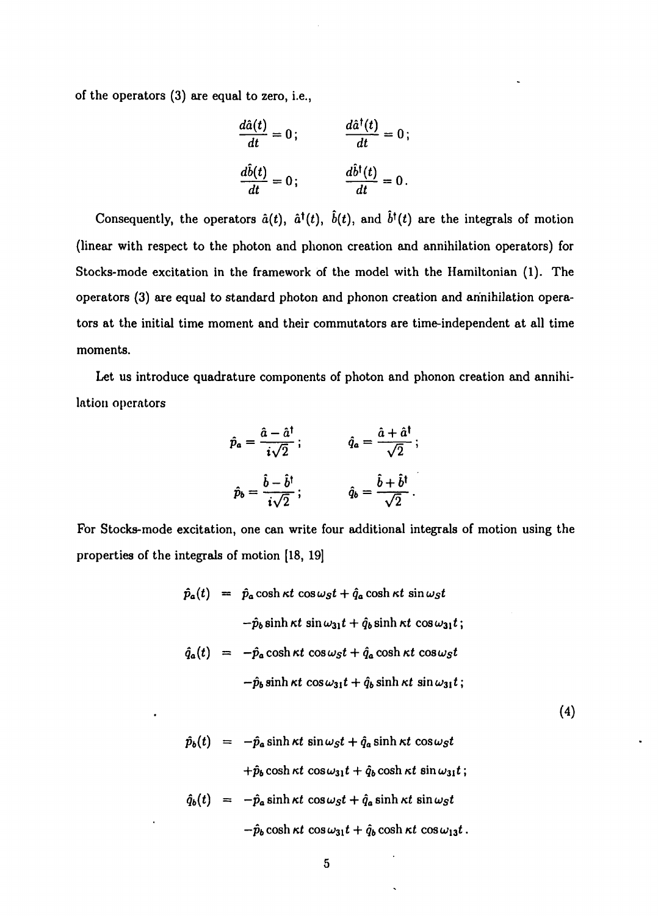of the operators (3) are equal to zero, i.e.,

$$
\frac{d\hat{a}(t)}{dt} = 0 ; \qquad \frac{d\hat{a}^{\dagger}(t)}{dt} = 0 ;
$$

$$
\frac{d\hat{b}(t)}{dt} = 0 ; \qquad \frac{d\hat{b}^{\dagger}(t)}{dt} = 0 .
$$

Consequently, the operators $\hat{a}(t)$, $\hat{a}^{\dagger}(t)$, $\hat{b}(t)$, and $\hat{b}^{\dagger}(t)$ are the integrals of motion (linear with respect to the photon and phonon creation and annihilation operators) for Stocks-mode excitation in the framework of the model with the Hamiltonian (1). The operators (3) are equal to standard photon and phonon creation and annihilation operators at the initial time moment and their commutators are time-independent at all time moments.

Let us introduce quadrature components of photon and phonon creation and annihilation operators

$$
\hat{p}_a = \frac{\hat{a} - \hat{a}^{\dagger}}{i\sqrt{2}} ; \qquad \hat{q}_a = \frac{\hat{a} + \hat{a}^{\dagger}}{\sqrt{2}} ;
$$

$$
\hat{p}_b = \frac{\hat{b} - \hat{b}^{\dagger}}{i\sqrt{2}} ; \qquad \hat{q}_b = \frac{\hat{b} + \hat{b}^{\dagger}}{\sqrt{2}} .
$$

For Stocks-mode excitation, one can write four additional integrals of motion using the properties of the integrals of motion [18, 19]

$$
\begin{aligned}
\hat{p}_a(t) &= \hat{p}_a \cosh \kappa t \, \cos \omega_S t + \hat{q}_a \cosh \kappa t \, \sin \omega_S t \\
&\quad - \hat{p}_b \sinh \kappa t \, \sin \omega_{31} t + \hat{q}_b \sinh \kappa t \, \cos \omega_{31} t ; \\
\hat{q}_a(t) &= -\hat{p}_a \cosh \kappa t \, \cos \omega_S t + \hat{q}_a \cosh \kappa t \, \cos \omega_S t \\
&\quad - \hat{p}_b \sinh \kappa t \, \cos \omega_{31} t + \hat{q}_b \sinh \kappa t \, \sin \omega_{31} t ;
\end{aligned}
\tag{4}
$$

$$
\begin{aligned}
\hat{p}_b(t) &= -\hat{p}_a \sinh \kappa t \, \sin \omega_S t + \hat{q}_a \sinh \kappa t \, \cos \omega_S t \\
&\quad + \hat{p}_b \cosh \kappa t \, \cos \omega_{31} t + \hat{q}_b \cosh \kappa t \, \sin \omega_{31} t ; \\
\hat{q}_b(t) &= -\hat{p}_a \sinh \kappa t \, \cos \omega_S t + \hat{q}_a \sinh \kappa t \, \sin \omega_S t \\
&\quad - \hat{p}_b \cosh \kappa t \, \cos \omega_{31} t + \hat{q}_b \cosh \kappa t \, \cos \omega_{13} t .
\end{aligned}
$$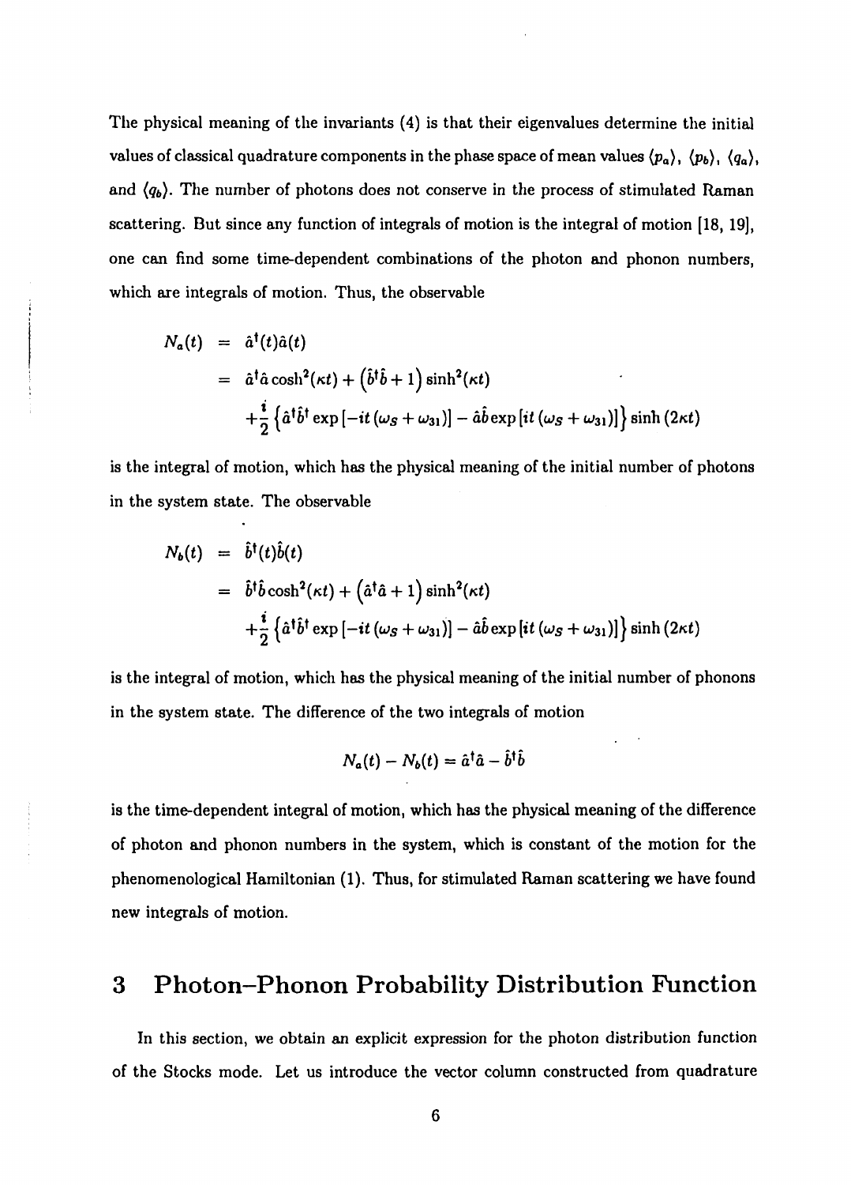The physical meaning of the invariants (4) is that their eigenvalues determine the initial values of classical quadrature components in the phase space of mean values $\langle p_a \rangle$, $\langle p_b \rangle$, $\langle q_a \rangle$, and $\langle q_b \rangle$. The number of photons does not conserve in the process of stimulated Raman scattering. But since any function of integrals of motion is the integral of motion [18, 19], one can find some time-dependent combinations of the photon and phonon numbers, which are integrals of motion. Thus, the observable

$$
\begin{aligned}
N_a(t) &= \hat{a}^\dagger(t)\hat{a}(t) \\
&= \hat{a}^\dagger\hat{a}\cosh^2(\kappa t) + \left(\hat{b}^\dagger\hat{b} + 1\right)\sinh^2(\kappa t) \\
&\quad + \frac{i}{2}\left\{\hat{a}^\dagger\hat{b}^\dagger \exp\left[-it\left(\omega_S + \omega_{31}\right)\right] - \hat{a}\hat{b}\exp\left[it\left(\omega_S + \omega_{31}\right)\right]\right\}\sinh\left(2\kappa t\right)
\end{aligned}
$$

is the integral of motion, which has the physical meaning of the initial number of photons in the system state. The observable

$$
\begin{aligned}
N_b(t) &= \hat{b}^\dagger(t)\hat{b}(t) \\
&= \hat{b}^\dagger\hat{b}\cosh^2(\kappa t) + \left(\hat{a}^\dagger\hat{a} + 1\right)\sinh^2(\kappa t) \\
&\quad + \frac{i}{2}\left\{\hat{a}^\dagger\hat{b}^\dagger \exp\left[-it\left(\omega_S + \omega_{31}\right)\right] - \hat{a}\hat{b}\exp\left[it\left(\omega_S + \omega_{31}\right)\right]\right\}\sinh\left(2\kappa t\right)
\end{aligned}
$$

is the integral of motion, which has the physical meaning of the initial number of phonons in the system state. The difference of the two integrals of motion

$$
N_a(t) - N_b(t) = \hat{a}^\dagger\hat{a} - \hat{b}^\dagger\hat{b}
$$

is the time-dependent integral of motion, which has the physical meaning of the difference of photon and phonon numbers in the system, which is constant of the motion for the phenomenological Hamiltonian (1). Thus, for stimulated Raman scattering we have found new integrals of motion.

## 3 Photon–Phonon Probability Distribution Function

In this section, we obtain an explicit expression for the photon distribution function of the Stocks mode. Let us introduce the vector column constructed from quadrature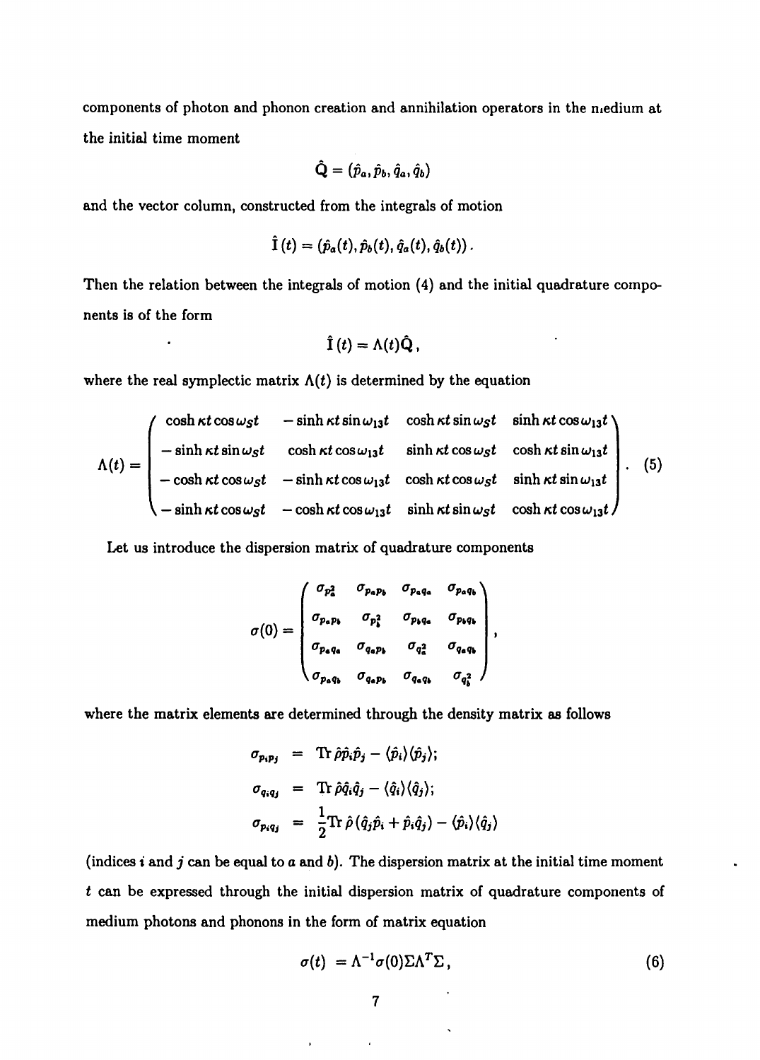components of photon and phonon creation and annihilation operators in the medium at the initial time moment

$$\hat{\mathbf{Q}} = (\hat{p}_a, \hat{p}_b, \hat{q}_a, \hat{q}_b)$$

and the vector column, constructed from the integrals of motion

$$\hat{\mathbf{I}}(t) = (\hat{p}_a(t), \hat{p}_b(t), \hat{q}_a(t), \hat{q}_b(t)).$$

Then the relation between the integrals of motion (4) and the initial quadrature components is of the form

$$\hat{\mathbf{I}}(t) = \Lambda(t)\hat{\mathbf{Q}},$$

where the real symplectic matrix $\Lambda(t)$ is determined by the equation

$$\Lambda(t) = \begin{pmatrix} \cosh\kappa t\cos\omega_S t & -\sinh\kappa t\sin\omega_{13}t & \cosh\kappa t\sin\omega_S t & \sinh\kappa t\cos\omega_{13}t \\ -\sinh\kappa t\sin\omega_S t & \cosh\kappa t\cos\omega_{13}t & \sinh\kappa t\cos\omega_S t & \cosh\kappa t\sin\omega_{13}t \\ -\cosh\kappa t\cos\omega_S t & -\sinh\kappa t\cos\omega_{13}t & \cosh\kappa t\cos\omega_S t & \sinh\kappa t\sin\omega_{13}t \\ -\sinh\kappa t\cos\omega_S t & -\cosh\kappa t\cos\omega_{13}t & \sinh\kappa t\sin\omega_S t & \cosh\kappa t\cos\omega_{13}t \end{pmatrix}. \quad (5)$$

Let us introduce the dispersion matrix of quadrature components

$$\sigma(0) = \begin{pmatrix} \sigma_{p_a^2} & \sigma_{p_a p_b} & \sigma_{p_a q_a} & \sigma_{p_a q_b} \\ \sigma_{p_a p_b} & \sigma_{p_b^2} & \sigma_{p_b q_a} & \sigma_{p_b q_b} \\ \sigma_{p_a q_a} & \sigma_{q_a p_b} & \sigma_{q_a^2} & \sigma_{q_a q_b} \\ \sigma_{p_a q_b} & \sigma_{q_a p_b} & \sigma_{q_a q_b} & \sigma_{q_b^2} \end{pmatrix},$$

where the matrix elements are determined through the density matrix as follows

$$\begin{aligned} \sigma_{p_i p_j} &= \mathrm{Tr}\,\hat{\rho}\hat{p}_i\hat{p}_j - \langle\hat{p}_i\rangle\langle\hat{p}_j\rangle; \\ \sigma_{q_i q_j} &= \mathrm{Tr}\,\hat{\rho}\hat{q}_i\hat{q}_j - \langle\hat{q}_i\rangle\langle\hat{q}_j\rangle; \\ \sigma_{p_i q_j} &= \frac{1}{2}\mathrm{Tr}\,\hat{\rho}\left(\hat{q}_j\hat{p}_i + \hat{p}_i\hat{q}_j\right) - \langle\hat{p}_i\rangle\langle\hat{q}_j\rangle \end{aligned}$$

(indices $i$ and $j$ can be equal to $a$ and $b$). The dispersion matrix at the initial time moment $t$ can be expressed through the initial dispersion matrix of quadrature components of medium photons and phonons in the form of matrix equation

$$\sigma(t) = \Lambda^{-1}\sigma(0)\Sigma\Lambda^T\Sigma, \quad (6)$$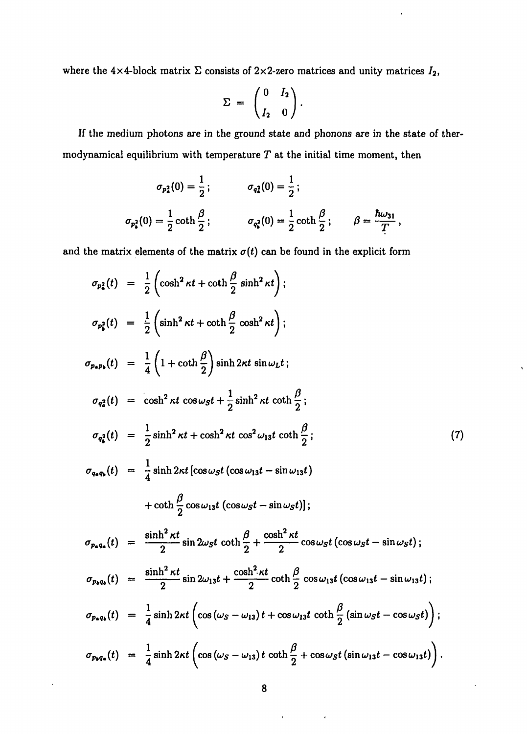where the 4×4-block matrix $\Sigma$ consists of 2×2-zero matrices and unity matrices $I_2$,

$$\Sigma = \begin{pmatrix} 0 & I_2 \\ I_2 & 0 \end{pmatrix}.$$

If the medium photons are in the ground state and phonons are in the state of thermodynamical equilibrium with temperature $T$ at the initial time moment, then

$$\sigma_{p_a^2}(0) = \frac{1}{2}; \qquad \sigma_{q_a^2}(0) = \frac{1}{2};$$

$$\sigma_{p_b^2}(0) = \frac{1}{2}\coth\frac{\beta}{2}; \qquad \sigma_{q_b^2}(0) = \frac{1}{2}\coth\frac{\beta}{2}; \qquad \beta = \frac{\hbar\omega_{31}}{T},$$

and the matrix elements of the matrix $\sigma(t)$ can be found in the explicit form

$$
\begin{aligned}
\sigma_{p_a^2}(t) &= \frac{1}{2}\left(\cosh^2\kappa t + \coth\frac{\beta}{2}\sinh^2\kappa t\right); \\
\sigma_{p_b^2}(t) &= \frac{1}{2}\left(\sinh^2\kappa t + \coth\frac{\beta}{2}\cosh^2\kappa t\right); \\
\sigma_{p_a p_b}(t) &= \frac{1}{4}\left(1 + \coth\frac{\beta}{2}\right)\sinh 2\kappa t\,\sin\omega_L t; \\
\sigma_{q_a^2}(t) &= \cosh^2\kappa t\,\cos\omega_S t + \frac{1}{2}\sinh^2\kappa t\,\coth\frac{\beta}{2}; \\
\sigma_{q_b^2}(t) &= \frac{1}{2}\sinh^2\kappa t + \cosh^2\kappa t\,\cos^2\omega_{13}t\,\coth\frac{\beta}{2}; \\
\sigma_{q_a q_b}(t) &= \frac{1}{4}\sinh 2\kappa t\,[\cos\omega_S t\,(\cos\omega_{13}t - \sin\omega_{13}t) \\
&\quad + \coth\frac{\beta}{2}\cos\omega_{13}t\,(\cos\omega_S t - \sin\omega_S t)]; \\
\sigma_{p_a q_a}(t) &= \frac{\sinh^2\kappa t}{2}\sin 2\omega_S t\,\coth\frac{\beta}{2} + \frac{\cosh^2\kappa t}{2}\cos\omega_S t\,(\cos\omega_S t - \sin\omega_S t); \\
\sigma_{p_b q_b}(t) &= \frac{\sinh^2\kappa t}{2}\sin 2\omega_{13}t + \frac{\cosh^2\kappa t}{2}\coth\frac{\beta}{2}\cos\omega_{13}t\,(\cos\omega_{13}t - \sin\omega_{13}t); \\
\sigma_{p_a q_b}(t) &= \frac{1}{4}\sinh 2\kappa t\left(\cos(\omega_S - \omega_{13})t + \cos\omega_{13}t\,\coth\frac{\beta}{2}(\sin\omega_S t - \cos\omega_S t)\right); \\
\sigma_{p_b q_a}(t) &= \frac{1}{4}\sinh 2\kappa t\left(\cos(\omega_S - \omega_{13})t\,\coth\frac{\beta}{2} + \cos\omega_S t\,(\sin\omega_{13}t - \cos\omega_{13}t)\right).
\end{aligned}
\tag{7}
$$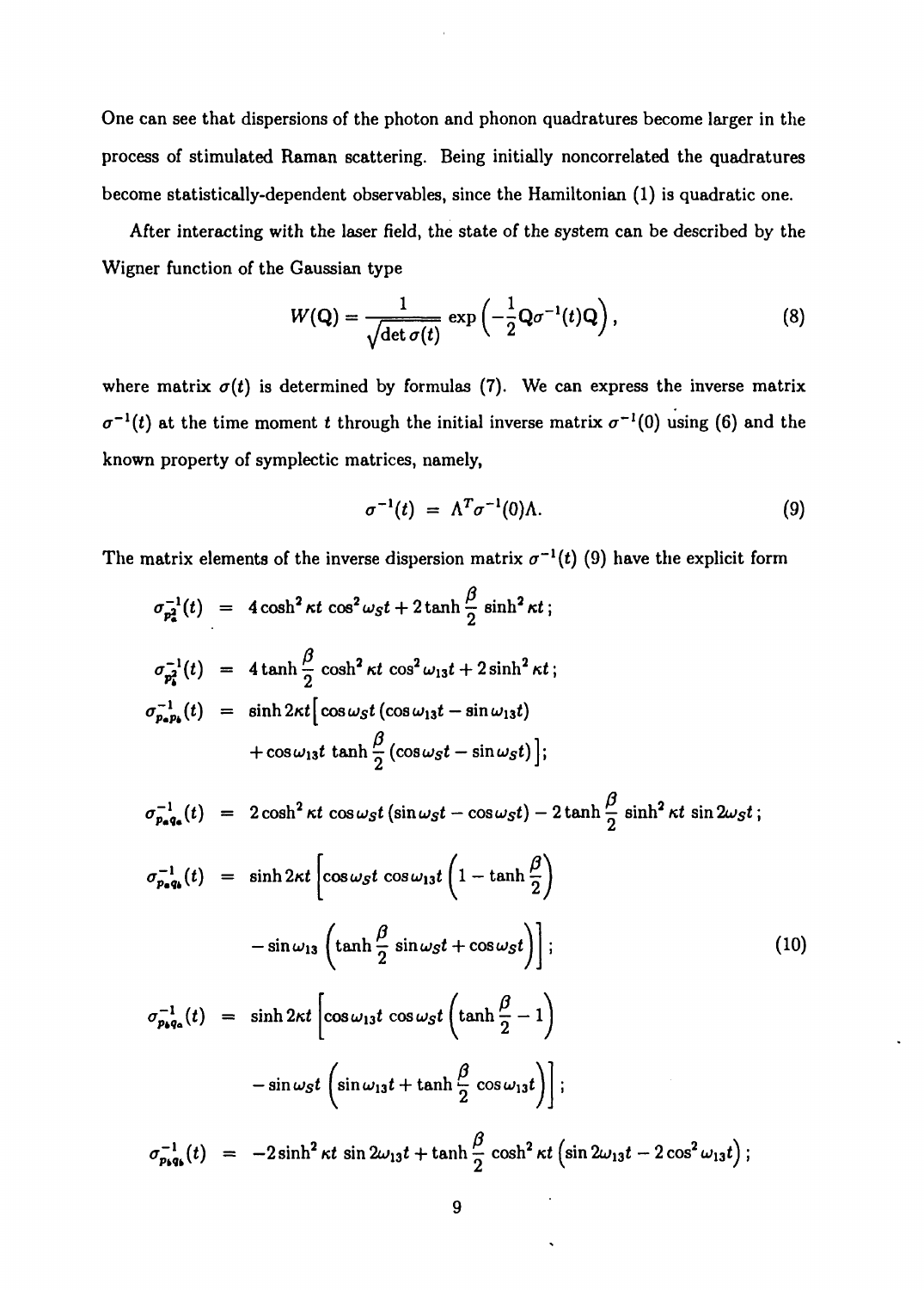One can see that dispersions of the photon and phonon quadratures become larger in the process of stimulated Raman scattering. Being initially noncorrelated the quadratures become statistically-dependent observables, since the Hamiltonian (1) is quadratic one.

After interacting with the laser field, the state of the system can be described by the Wigner function of the Gaussian type

$$W(\mathbf{Q}) = \frac{1}{\sqrt{\det \sigma(t)}} \exp\left(-\frac{1}{2}\mathbf{Q}\sigma^{-1}(t)\mathbf{Q}\right), \tag{8}$$

where matrix $\sigma(t)$ is determined by formulas (7). We can express the inverse matrix $\sigma^{-1}(t)$ at the time moment $t$ through the initial inverse matrix $\sigma^{-1}(0)$ using (6) and the known property of symplectic matrices, namely,

$$\sigma^{-1}(t) \;=\; \Lambda^T \sigma^{-1}(0)\Lambda. \tag{9}$$

The matrix elements of the inverse dispersion matrix $\sigma^{-1}(t)$ (9) have the explicit form

$$
\begin{aligned}
\sigma^{-1}_{p_a^2}(t) &= 4\cosh^2\kappa t\,\cos^2\omega_S t + 2\tanh\frac{\beta}{2}\,\sinh^2\kappa t\,;\\
\sigma^{-1}_{p_b^2}(t) &= 4\tanh\frac{\beta}{2}\,\cosh^2\kappa t\,\cos^2\omega_{13} t + 2\sinh^2\kappa t\,;\\
\sigma^{-1}_{p_a p_b}(t) &= \sinh 2\kappa t\Big[\cos\omega_S t\,(\cos\omega_{13}t - \sin\omega_{13}t)\\
&\quad + \cos\omega_{13}t\,\tanh\frac{\beta}{2}\,(\cos\omega_S t - \sin\omega_S t)\Big];\\
\sigma^{-1}_{p_a q_a}(t) &= 2\cosh^2\kappa t\,\cos\omega_S t\,(\sin\omega_S t - \cos\omega_S t) - 2\tanh\frac{\beta}{2}\,\sinh^2\kappa t\,\sin 2\omega_S t\,;\\
\sigma^{-1}_{p_a q_b}(t) &= \sinh 2\kappa t\left[\cos\omega_S t\,\cos\omega_{13}t\left(1 - \tanh\frac{\beta}{2}\right)\right.\\
&\quad \left. - \sin\omega_{13}\left(\tanh\frac{\beta}{2}\,\sin\omega_S t + \cos\omega_S t\right)\right]; \qquad\qquad (10)\\
\sigma^{-1}_{p_b q_a}(t) &= \sinh 2\kappa t\left[\cos\omega_{13}t\,\cos\omega_S t\left(\tanh\frac{\beta}{2} - 1\right)\right.\\
&\quad \left. - \sin\omega_S t\left(\sin\omega_{13}t + \tanh\frac{\beta}{2}\,\cos\omega_{13}t\right)\right];\\
\sigma^{-1}_{p_b q_b}(t) &= -2\sinh^2\kappa t\,\sin 2\omega_{13}t + \tanh\frac{\beta}{2}\,\cosh^2\kappa t\left(\sin 2\omega_{13}t - 2\cos^2\omega_{13}t\right);
\end{aligned}
$$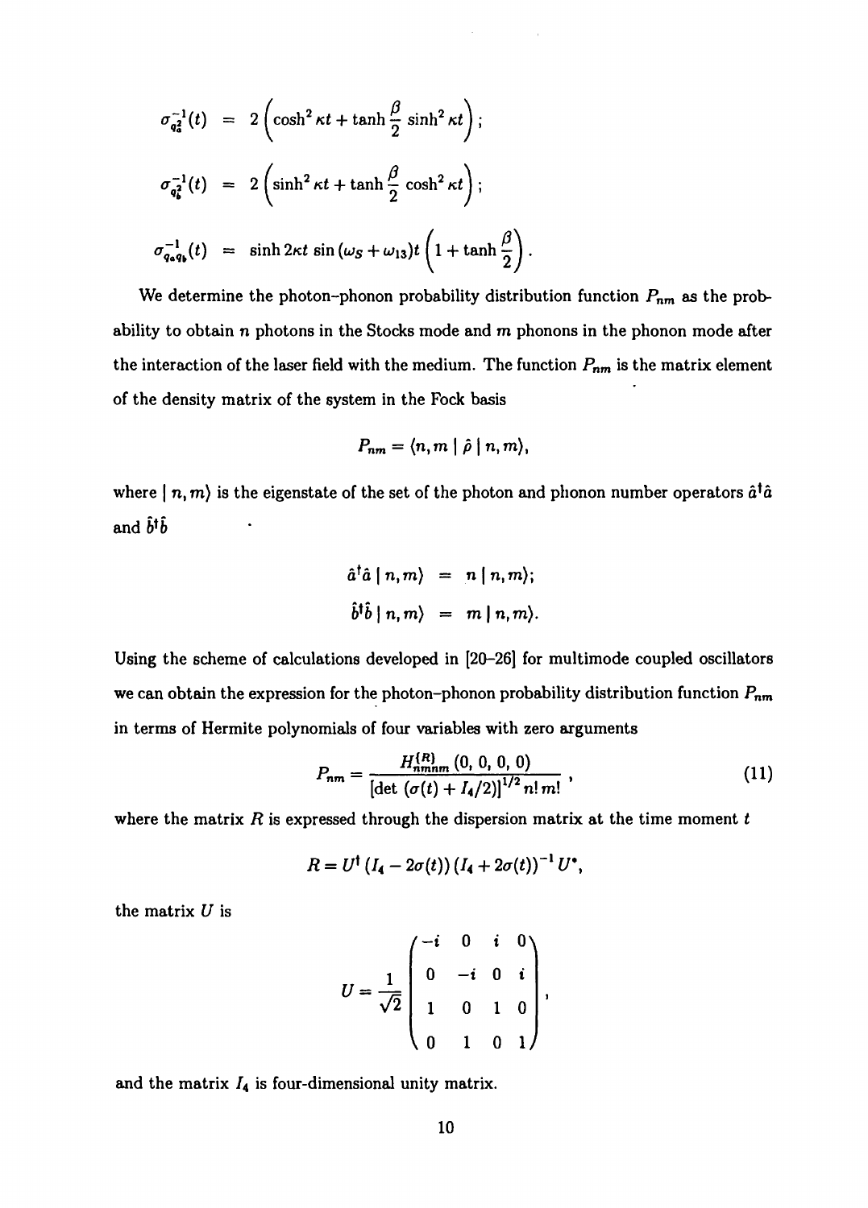$$
\begin{aligned}
\sigma^{-1}_{q_a^2}(t) &= 2\left(\cosh^2 \kappa t + \tanh\frac{\beta}{2}\sinh^2 \kappa t\right);\\
\sigma^{-1}_{q_b^2}(t) &= 2\left(\sinh^2 \kappa t + \tanh\frac{\beta}{2}\cosh^2 \kappa t\right);\\
\sigma^{-1}_{q_a q_b}(t) &= \sinh 2\kappa t \,\sin\left(\omega_S + \omega_{13}\right)t\left(1 + \tanh\frac{\beta}{2}\right).
\end{aligned}
$$

We determine the photon–phonon probability distribution function $P_{nm}$ as the probability to obtain $n$ photons in the Stocks mode and $m$ phonons in the phonon mode after the interaction of the laser field with the medium. The function $P_{nm}$ is the matrix element of the density matrix of the system in the Fock basis

$$
P_{nm} = \langle n, m \mid \hat{\rho} \mid n, m\rangle,
$$

where $\mid n, m\rangle$ is the eigenstate of the set of the photon and phonon number operators $\hat{a}^\dagger \hat{a}$ and $\hat{b}^\dagger \hat{b}$

$$
\begin{aligned}
\hat{a}^\dagger \hat{a} \mid n, m\rangle &= n \mid n, m\rangle;\\
\hat{b}^\dagger \hat{b} \mid n, m\rangle &= m \mid n, m\rangle.
\end{aligned}
$$

Using the scheme of calculations developed in [20–26] for multimode coupled oscillators we can obtain the expression for the photon–phonon probability distribution function $P_{nm}$ in terms of Hermite polynomials of four variables with zero arguments

$$
P_{nm} = \frac{H^{\{R\}}_{nmnm}(0,\,0,\,0,\,0)}{\left[\det\left(\sigma(t) + I_4/2\right)\right]^{1/2} n!\, m!}\,, \tag{11}
$$

where the matrix $R$ is expressed through the dispersion matrix at the time moment $t$

$$
R = U^\dagger \left(I_4 - 2\sigma(t)\right)\left(I_4 + 2\sigma(t)\right)^{-1} U^*,
$$

the matrix $U$ is

$$
U = \frac{1}{\sqrt{2}}\begin{pmatrix} -i & 0 & i & 0\\ 0 & -i & 0 & i\\ 1 & 0 & 1 & 0\\ 0 & 1 & 0 & 1 \end{pmatrix},
$$

and the matrix $I_4$ is four-dimensional unity matrix.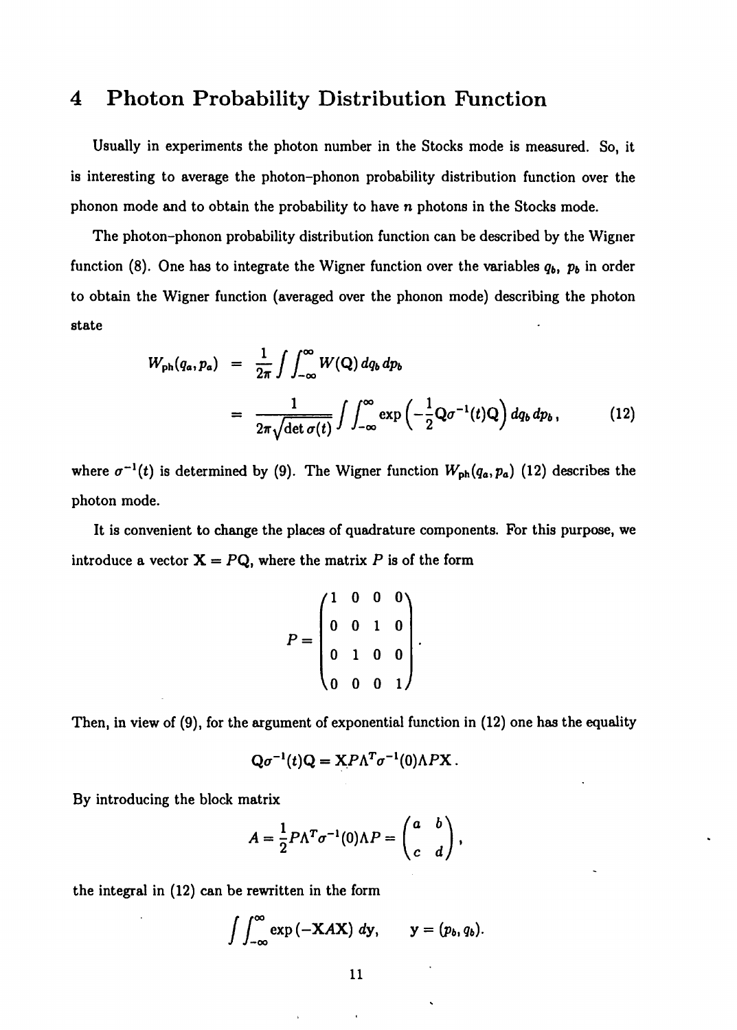# 4 Photon Probability Distribution Function

Usually in experiments the photon number in the Stocks mode is measured. So, it is interesting to average the photon–phonon probability distribution function over the phonon mode and to obtain the probability to have $n$ photons in the Stocks mode.

The photon–phonon probability distribution function can be described by the Wigner function (8). One has to integrate the Wigner function over the variables $q_b$, $p_b$ in order to obtain the Wigner function (averaged over the phonon mode) describing the photon state

$$
\begin{aligned}
W_{\text{ph}}(q_a, p_a) &= \frac{1}{2\pi}\int\int_{-\infty}^{\infty} W(\mathbf{Q})\, dq_b\, dp_b \\
&= \frac{1}{2\pi\sqrt{\det\sigma(t)}}\int\int_{-\infty}^{\infty} \exp\left(-\frac{1}{2}\mathbf{Q}\sigma^{-1}(t)\mathbf{Q}\right) dq_b\, dp_b\,, \qquad (12)
\end{aligned}
$$

where $\sigma^{-1}(t)$ is determined by (9). The Wigner function $W_{\text{ph}}(q_a, p_a)$ (12) describes the photon mode.

It is convenient to change the places of quadrature components. For this purpose, we introduce a vector $\mathbf{X} = P\mathbf{Q}$, where the matrix $P$ is of the form

$$
P = \begin{pmatrix} 1 & 0 & 0 & 0 \\ 0 & 0 & 1 & 0 \\ 0 & 1 & 0 & 0 \\ 0 & 0 & 0 & 1 \end{pmatrix}.
$$

Then, in view of (9), for the argument of exponential function in (12) one has the equality

$$
\mathbf{Q}\sigma^{-1}(t)\mathbf{Q} = \mathbf{X}P\Lambda^T\sigma^{-1}(0)\Lambda P\mathbf{X}\,.
$$

By introducing the block matrix

$$
A = \frac{1}{2}P\Lambda^T\sigma^{-1}(0)\Lambda P = \begin{pmatrix} a & b \\ c & d \end{pmatrix},
$$

the integral in (12) can be rewritten in the form

$$
\int\int_{-\infty}^{\infty} \exp\left(-\mathbf{X}A\mathbf{X}\right) d\mathbf{y}, \qquad \mathbf{y} = (p_b, q_b).
$$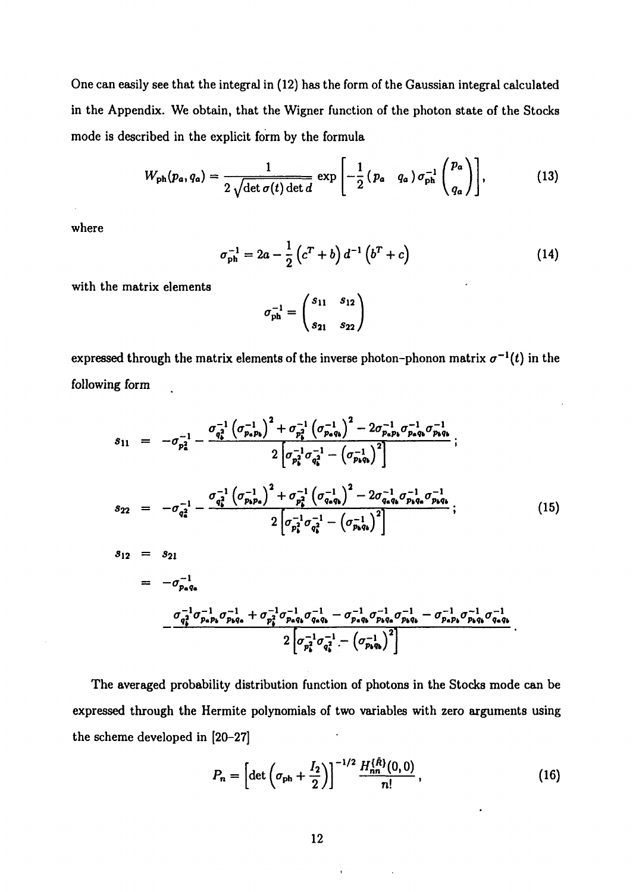One can easily see that the integral in (12) has the form of the Gaussian integral calculated in the Appendix. We obtain, that the Wigner function of the photon state of the Stocks mode is described in the explicit form by the formula

$$W_{\text{ph}}(p_a, q_a) = \frac{1}{2\sqrt{\det \sigma(t) \det d}} \exp\left[-\frac{1}{2}\begin{pmatrix} p_a & q_a \end{pmatrix} \sigma_{\text{ph}}^{-1} \begin{pmatrix} p_a \\ q_a \end{pmatrix}\right], \tag{13}$$

where

$$\sigma_{\text{ph}}^{-1} = 2a - \frac{1}{2}\left(c^T + b\right) d^{-1} \left(b^T + c\right) \tag{14}$$

with the matrix elements

$$\sigma_{\text{ph}}^{-1} = \begin{pmatrix} s_{11} & s_{12} \\ s_{21} & s_{22} \end{pmatrix}$$

expressed through the matrix elements of the inverse photon-phonon matrix $\sigma^{-1}(t)$ in the following form

$$\begin{aligned}
s_{11} &= -\sigma_{p_a^2}^{-1} - \frac{\sigma_{q_b^2}^{-1}\left(\sigma_{p_a p_b}^{-1}\right)^2 + \sigma_{p_b^2}^{-1}\left(\sigma_{p_a q_b}^{-1}\right)^2 - 2\sigma_{p_a p_b}^{-1}\sigma_{p_a q_b}^{-1}\sigma_{p_b q_b}^{-1}}{2\left[\sigma_{p_b^2}^{-1}\sigma_{q_b^2}^{-1} - \left(\sigma_{p_b q_b}^{-1}\right)^2\right]}; \\
s_{22} &= -\sigma_{q_a^2}^{-1} - \frac{\sigma_{q_b^2}^{-1}\left(\sigma_{p_b p_a}^{-1}\right)^2 + \sigma_{p_b^2}^{-1}\left(\sigma_{q_a q_b}^{-1}\right)^2 - 2\sigma_{q_a q_b}^{-1}\sigma_{p_b q_a}^{-1}\sigma_{p_b q_b}^{-1}}{2\left[\sigma_{p_b^2}^{-1}\sigma_{q_b^2}^{-1} - \left(\sigma_{p_b q_b}^{-1}\right)^2\right]}; \\
s_{12} &= s_{21} \\
&= -\sigma_{p_a q_a}^{-1} \\
&\quad - \frac{\sigma_{q_b^2}^{-1}\sigma_{p_a p_b}^{-1}\sigma_{p_b q_a}^{-1} + \sigma_{p_b^2}^{-1}\sigma_{p_a q_b}^{-1}\sigma_{q_a q_b}^{-1} - \sigma_{p_a q_b}^{-1}\sigma_{p_b q_a}^{-1}\sigma_{p_b q_b}^{-1} - \sigma_{p_a p_b}^{-1}\sigma_{p_b q_b}^{-1}\sigma_{q_a q_b}^{-1}}{2\left[\sigma_{p_b^2}^{-1}\sigma_{q_b^2}^{-1} - \left(\sigma_{p_b q_b}^{-1}\right)^2\right]}.
\end{aligned} \tag{15}$$

The averaged probability distribution function of photons in the Stocks mode can be expressed through the Hermite polynomials of two variables with zero arguments using the scheme developed in [20–27]

$$P_n = \left[\det\left(\sigma_{\text{ph}} + \frac{I_2}{2}\right)\right]^{-1/2} \frac{H_{nn}^{\{R\}}(0,0)}{n!}, \tag{16}$$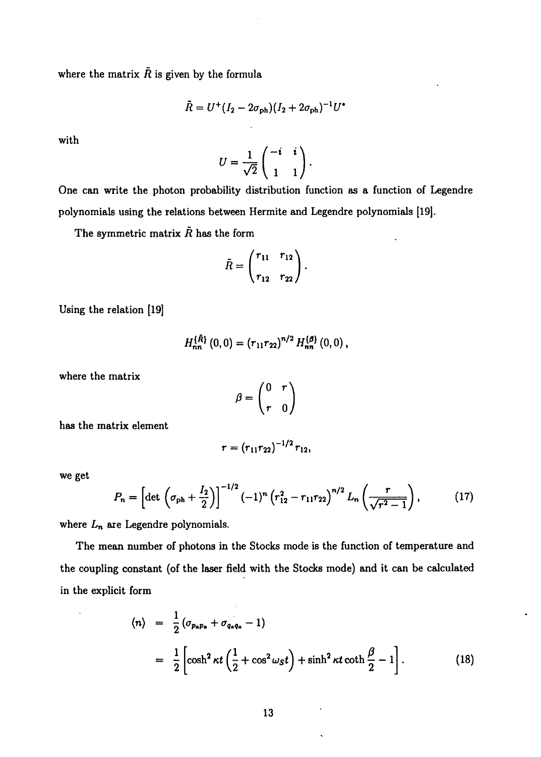where the matrix $\tilde{R}$ is given by the formula

$$\tilde{R} = U^{+}(I_2 - 2\sigma_{\text{ph}})(I_2 + 2\sigma_{\text{ph}})^{-1}U^{*}$$

with

$$U = \frac{1}{\sqrt{2}}\begin{pmatrix} -i & i \\ 1 & 1 \end{pmatrix}.$$

One can write the photon probability distribution function as a function of Legendre polynomials using the relations between Hermite and Legendre polynomials [19].

The symmetric matrix $\tilde{R}$ has the form

$$\tilde{R} = \begin{pmatrix} r_{11} & r_{12} \\ r_{12} & r_{22} \end{pmatrix}.$$

Using the relation [19]

$$H_{nn}^{\{\tilde{R}\}}(0,0) = (r_{11}r_{22})^{n/2} H_{nn}^{\{\beta\}}(0,0),$$

where the matrix

$$\beta = \begin{pmatrix} 0 & r \\ r & 0 \end{pmatrix}$$

has the matrix element

$$r = (r_{11}r_{22})^{-1/2} r_{12},$$

we get

$$P_n = \left[\det\left(\sigma_{\text{ph}} + \frac{I_2}{2}\right)\right]^{-1/2} (-1)^n \left(r_{12}^2 - r_{11}r_{22}\right)^{n/2} L_n\left(\frac{r}{\sqrt{r^2-1}}\right), \tag{17}$$

where $L_n$ are Legendre polynomials.

The mean number of photons in the Stocks mode is the function of temperature and the coupling constant (of the laser field with the Stocks mode) and it can be calculated in the explicit form

$$\begin{aligned}
\langle n \rangle &= \frac{1}{2}\left(\sigma_{p_a p_a} + \sigma_{q_a q_a} - 1\right) \\
&= \frac{1}{2}\left[\cosh^2 \kappa t \left(\frac{1}{2} + \cos^2 \omega_S t\right) + \sinh^2 \kappa t \coth\frac{\beta}{2} - 1\right].
\end{aligned} \tag{18}$$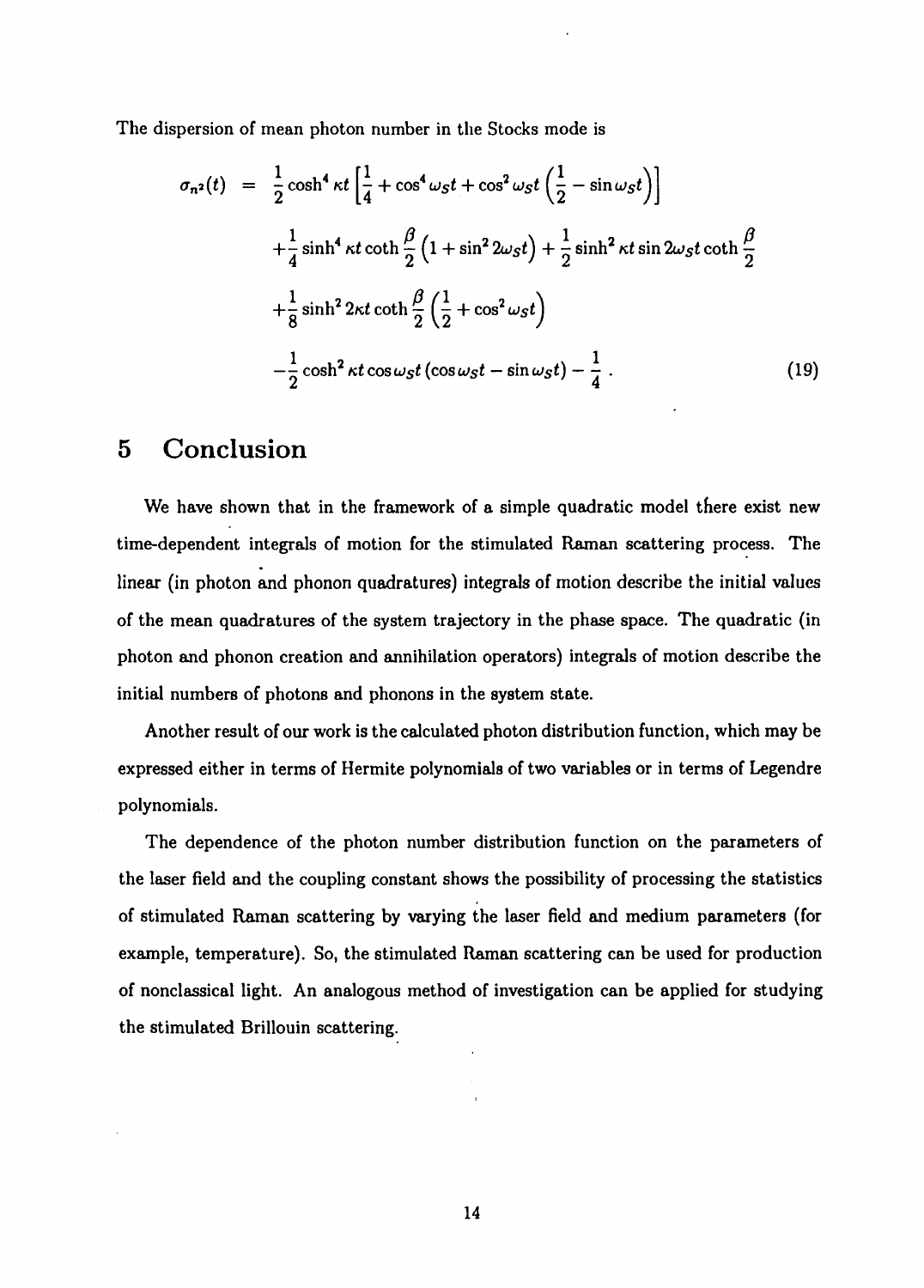The dispersion of mean photon number in the Stocks mode is

$$
\begin{aligned}
\sigma_{n^2}(t) &= \frac{1}{2}\cosh^4\kappa t\left[\frac{1}{4}+\cos^4\omega_S t+\cos^2\omega_S t\left(\frac{1}{2}-\sin\omega_S t\right)\right] \\
&\quad +\frac{1}{4}\sinh^4\kappa t\coth\frac{\beta}{2}\left(1+\sin^2 2\omega_S t\right)+\frac{1}{2}\sinh^2\kappa t\sin 2\omega_S t\coth\frac{\beta}{2} \\
&\quad +\frac{1}{8}\sinh^2 2\kappa t\coth\frac{\beta}{2}\left(\frac{1}{2}+\cos^2\omega_S t\right) \\
&\quad -\frac{1}{2}\cosh^2\kappa t\cos\omega_S t\left(\cos\omega_S t-\sin\omega_S t\right)-\frac{1}{4}\,. \qquad (19)
\end{aligned}
$$

# 5 Conclusion

We have shown that in the framework of a simple quadratic model there exist new time-dependent integrals of motion for the stimulated Raman scattering process. The linear (in photon and phonon quadratures) integrals of motion describe the initial values of the mean quadratures of the system trajectory in the phase space. The quadratic (in photon and phonon creation and annihilation operators) integrals of motion describe the initial numbers of photons and phonons in the system state.

Another result of our work is the calculated photon distribution function, which may be expressed either in terms of Hermite polynomials of two variables or in terms of Legendre polynomials.

The dependence of the photon number distribution function on the parameters of the laser field and the coupling constant shows the possibility of processing the statistics of stimulated Raman scattering by varying the laser field and medium parameters (for example, temperature). So, the stimulated Raman scattering can be used for production of nonclassical light. An analogous method of investigation can be applied for studying the stimulated Brillouin scattering.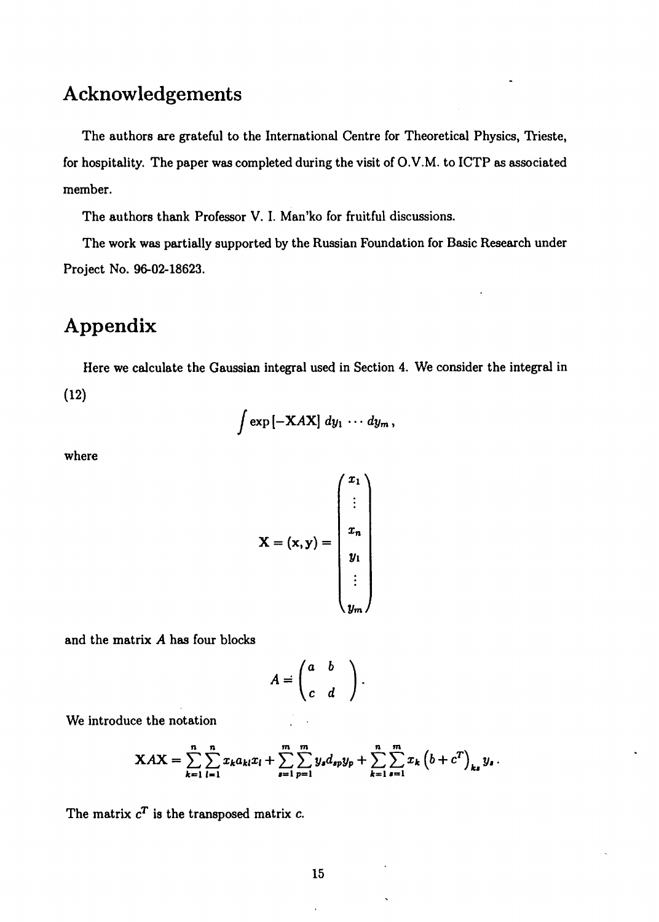# Acknowledgements

The authors are grateful to the International Centre for Theoretical Physics, Trieste, for hospitality. The paper was completed during the visit of O.V.M. to ICTP as associated member.

The authors thank Professor V. I. Man'ko for fruitful discussions.

The work was partially supported by the Russian Foundation for Basic Research under Project No. 96-02-18623.

# Appendix

Here we calculate the Gaussian integral used in Section 4. We consider the integral in (12)

$$\int \exp\left[-\mathbf{X}A\mathbf{X}\right] dy_1 \cdots dy_m ,$$

where

$$\mathbf{X} = (\mathbf{x}, \mathbf{y}) = \begin{pmatrix} x_1 \\ \vdots \\ x_n \\ y_1 \\ \vdots \\ y_m \end{pmatrix}$$

and the matrix $A$ has four blocks

$$A = \begin{pmatrix} a & b \\ c & d \end{pmatrix}.$$

We introduce the notation

$$\mathbf{X}A\mathbf{X} = \sum_{k=1}^{n}\sum_{l=1}^{n} x_k a_{kl} x_l + \sum_{s=1}^{m}\sum_{p=1}^{m} y_s d_{sp} y_p + \sum_{k=1}^{n}\sum_{s=1}^{m} x_k \left(b + c^T\right)_{ks} y_s .$$

The matrix $c^T$ is the transposed matrix $c$.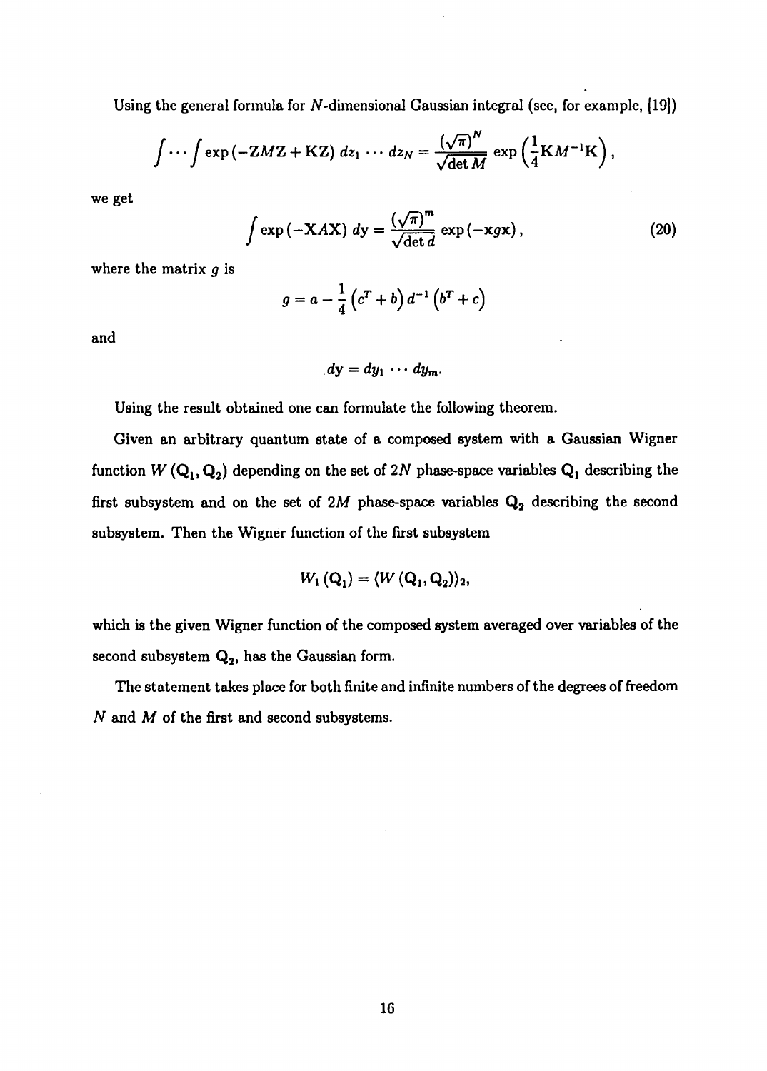Using the general formula for $N$-dimensional Gaussian integral (see, for example, [19])

$$\int \cdots \int \exp\left(-\mathbf{Z}M\mathbf{Z} + \mathbf{K}\mathbf{Z}\right) dz_1 \cdots dz_N = \frac{\left(\sqrt{\pi}\right)^N}{\sqrt{\det M}} \exp\left(\frac{1}{4}\mathbf{K}M^{-1}\mathbf{K}\right),$$

we get

$$\int \exp\left(-\mathbf{X}A\mathbf{X}\right) dy = \frac{\left(\sqrt{\pi}\right)^m}{\sqrt{\det d}} \exp\left(-\mathbf{x}g\mathbf{x}\right), \tag{20}$$

where the matrix $g$ is

$$g = a - \frac{1}{4}\left(c^T + b\right) d^{-1} \left(b^T + c\right)$$

and

$$dy = dy_1 \cdots dy_m.$$

Using the result obtained one can formulate the following theorem.

Given an arbitrary quantum state of a composed system with a Gaussian Wigner function $W\left(\mathbf{Q}_1, \mathbf{Q}_2\right)$ depending on the set of $2N$ phase-space variables $\mathbf{Q}_1$ describing the first subsystem and on the set of $2M$ phase-space variables $\mathbf{Q}_2$ describing the second subsystem. Then the Wigner function of the first subsystem

$$W_1\left(\mathbf{Q}_1\right) = \langle W\left(\mathbf{Q}_1, \mathbf{Q}_2\right)\rangle_2,$$

which is the given Wigner function of the composed system averaged over variables of the second subsystem $\mathbf{Q}_2$, has the Gaussian form.

The statement takes place for both finite and infinite numbers of the degrees of freedom $N$ and $M$ of the first and second subsystems.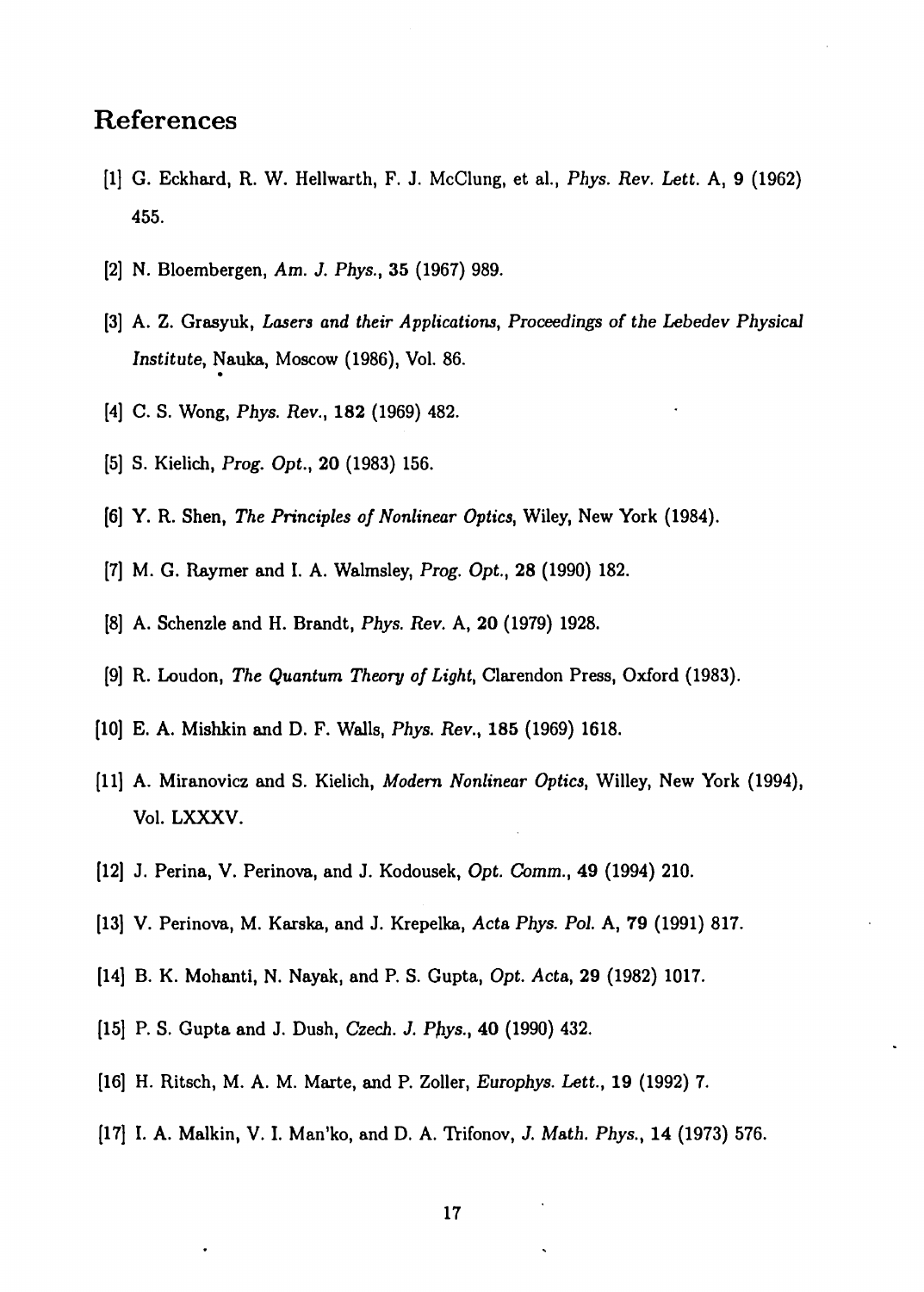## References

[1] G. Eckhard, R. W. Hellwarth, F. J. McClung, et al., *Phys. Rev. Lett.* A, **9** (1962) 455.

[2] N. Bloembergen, *Am. J. Phys.*, **35** (1967) 989.

[3] A. Z. Grasyuk, *Lasers and their Applications, Proceedings of the Lebedev Physical Institute*, Nauka, Moscow (1986), Vol. 86.

[4] C. S. Wong, *Phys. Rev.*, **182** (1969) 482.

[5] S. Kielich, *Prog. Opt.*, **20** (1983) 156.

[6] Y. R. Shen, *The Principles of Nonlinear Optics*, Wiley, New York (1984).

[7] M. G. Raymer and I. A. Walmsley, *Prog. Opt.*, **28** (1990) 182.

[8] A. Schenzle and H. Brandt, *Phys. Rev.* A, **20** (1979) 1928.

[9] R. Loudon, *The Quantum Theory of Light*, Clarendon Press, Oxford (1983).

[10] E. A. Mishkin and D. F. Walls, *Phys. Rev.*, **185** (1969) 1618.

[11] A. Miranovicz and S. Kielich, *Modern Nonlinear Optics*, Willey, New York (1994), Vol. LXXXV.

[12] J. Perina, V. Perinova, and J. Kodousek, *Opt. Comm.*, **49** (1994) 210.

[13] V. Perinova, M. Karska, and J. Krepelka, *Acta Phys. Pol.* A, **79** (1991) 817.

[14] B. K. Mohanti, N. Nayak, and P. S. Gupta, *Opt. Acta*, **29** (1982) 1017.

[15] P. S. Gupta and J. Dush, *Czech. J. Phys.*, **40** (1990) 432.

[16] H. Ritsch, M. A. M. Marte, and P. Zoller, *Europhys. Lett.*, **19** (1992) 7.

[17] I. A. Malkin, V. I. Man'ko, and D. A. Trifonov, *J. Math. Phys.*, **14** (1973) 576.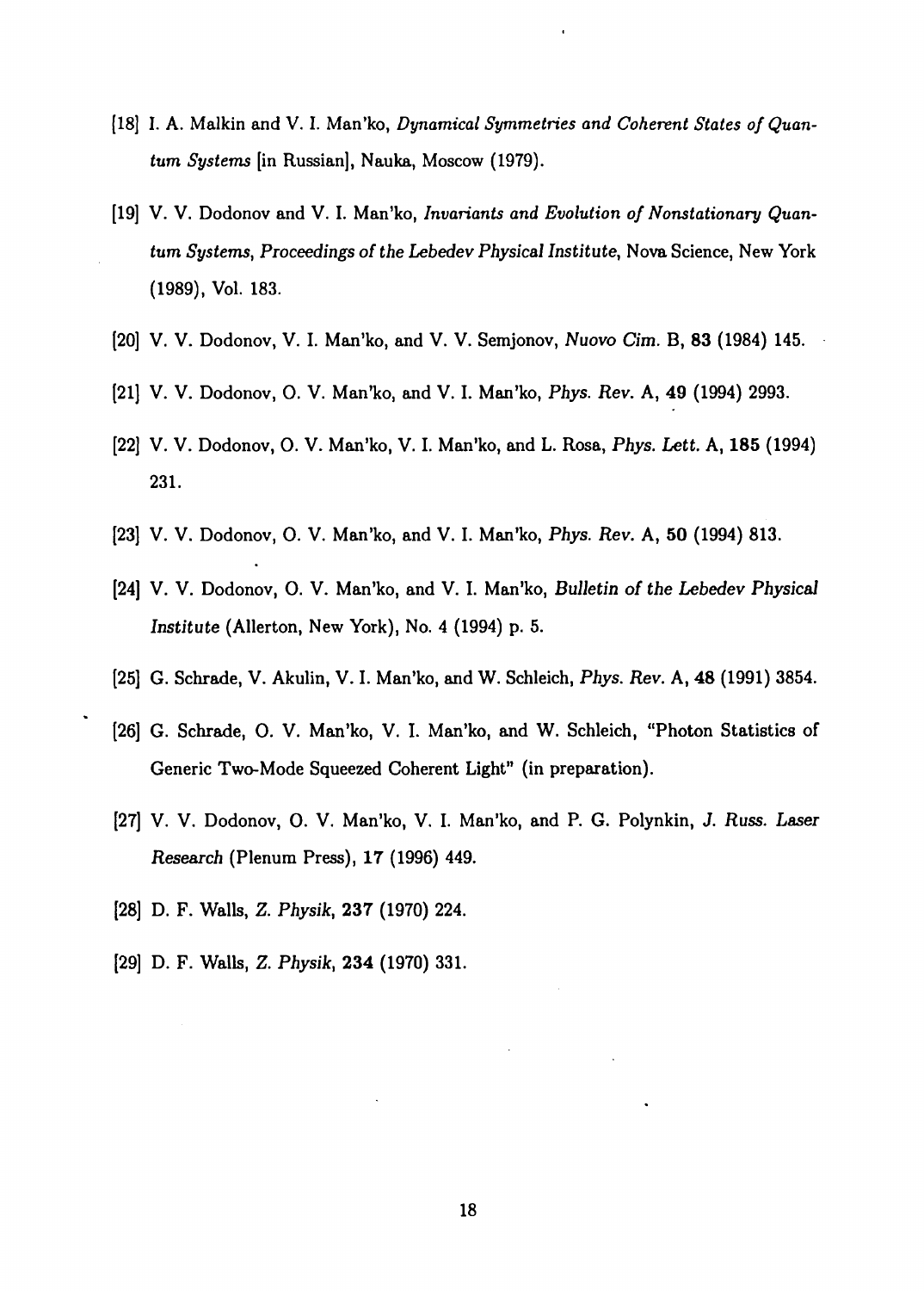[18] I. A. Malkin and V. I. Man'ko, *Dynamical Symmetries and Coherent States of Quantum Systems* [in Russian], Nauka, Moscow (1979).

[19] V. V. Dodonov and V. I. Man'ko, *Invariants and Evolution of Nonstationary Quantum Systems, Proceedings of the Lebedev Physical Institute*, Nova Science, New York (1989), Vol. 183.

[20] V. V. Dodonov, V. I. Man'ko, and V. V. Semjonov, *Nuovo Cim.* B, **83** (1984) 145.

[21] V. V. Dodonov, O. V. Man'ko, and V. I. Man'ko, *Phys. Rev.* A, **49** (1994) 2993.

[22] V. V. Dodonov, O. V. Man'ko, V. I. Man'ko, and L. Rosa, *Phys. Lett.* A, **185** (1994) 231.

[23] V. V. Dodonov, O. V. Man'ko, and V. I. Man'ko, *Phys. Rev.* A, **50** (1994) 813.

[24] V. V. Dodonov, O. V. Man'ko, and V. I. Man'ko, *Bulletin of the Lebedev Physical Institute* (Allerton, New York), No. 4 (1994) p. 5.

[25] G. Schrade, V. Akulin, V. I. Man'ko, and W. Schleich, *Phys. Rev.* A, **48** (1991) 3854.

[26] G. Schrade, O. V. Man'ko, V. I. Man'ko, and W. Schleich, "Photon Statistics of Generic Two-Mode Squeezed Coherent Light" (in preparation).

[27] V. V. Dodonov, O. V. Man'ko, V. I. Man'ko, and P. G. Polynkin, *J. Russ. Laser Research* (Plenum Press), **17** (1996) 449.

[28] D. F. Walls, *Z. Physik*, **237** (1970) 224.

[29] D. F. Walls, *Z. Physik*, **234** (1970) 331.